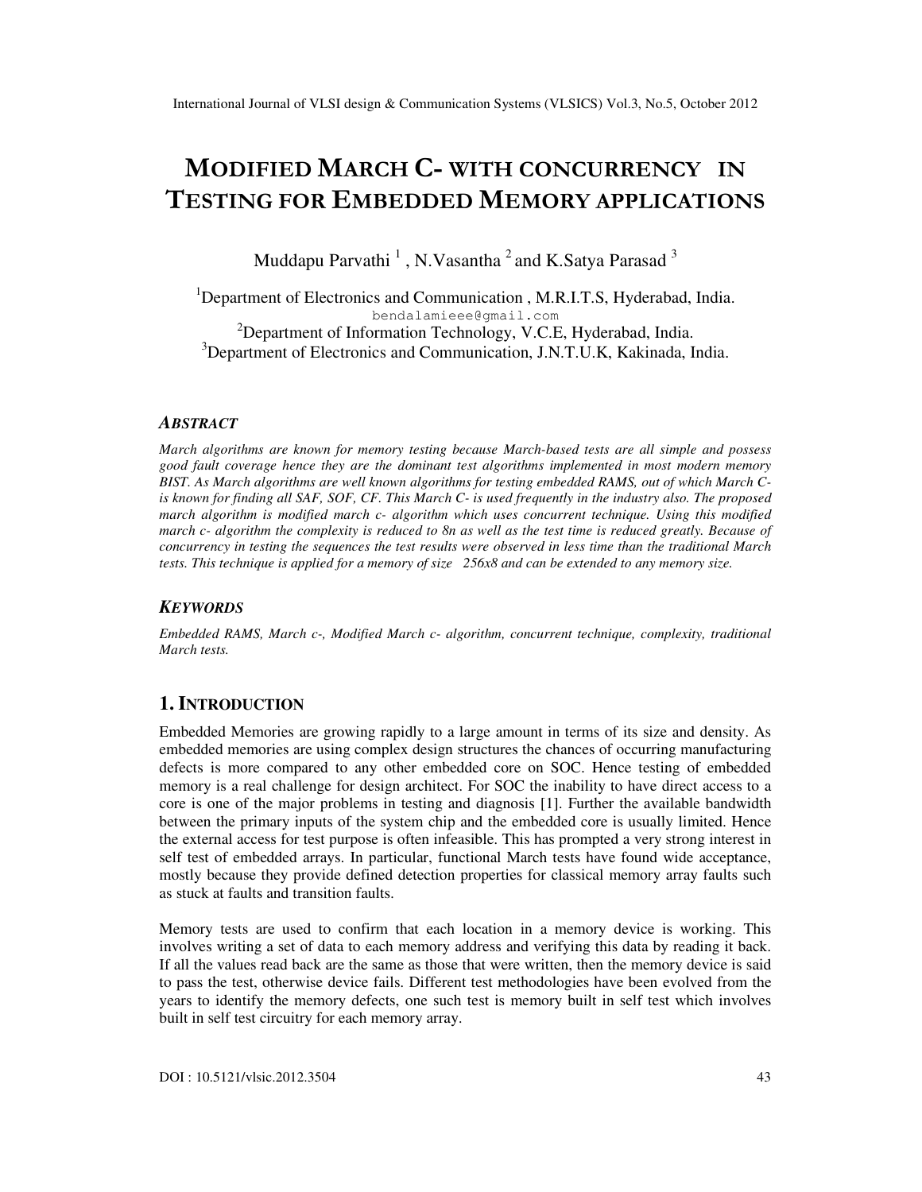# MODIFIED MARCH C- WITH CONCURRENCY IN TESTING FOR EMBEDDED MEMORY APPLICATIONS

Muddapu Parvathi [1] , N.Vasantha [2] and K.Satya Parasad [3]

[1]Department of Electronics and Communication , M.R.I.T.S, Hyderabad, India.
bendalamieee@gmail.com
[2]Department of Information Technology, V.C.E, Hyderabad, India.
[3]Department of Electronics and Communication, J.N.T.U.K, Kakinada, India.

### ABSTRACT

*March algorithms are known for memory testing because March-based tests are all simple and possess good fault coverage hence they are the dominant test algorithms implemented in most modern memory BIST. As March algorithms are well known algorithms for testing embedded RAMS, out of which March C- is known for finding all SAF, SOF, CF. This March C- is used frequently in the industry also. The proposed march algorithm is modified march c- algorithm which uses concurrent technique. Using this modified march c- algorithm the complexity is reduced to 8n as well as the test time is reduced greatly. Because of concurrency in testing the sequences the test results were observed in less time than the traditional March tests. This technique is applied for a memory of size 256x8 and can be extended to any memory size.*

### KEYWORDS

*Embedded RAMS, March c-, Modified March c- algorithm, concurrent technique, complexity, traditional March tests.*

## 1. INTRODUCTION

Embedded Memories are growing rapidly to a large amount in terms of its size and density. As embedded memories are using complex design structures the chances of occurring manufacturing defects is more compared to any other embedded core on SOC. Hence testing of embedded memory is a real challenge for design architect. For SOC the inability to have direct access to a core is one of the major problems in testing and diagnosis [1]. Further the available bandwidth between the primary inputs of the system chip and the embedded core is usually limited. Hence the external access for test purpose is often infeasible. This has prompted a very strong interest in self test of embedded arrays. In particular, functional March tests have found wide acceptance, mostly because they provide defined detection properties for classical memory array faults such as stuck at faults and transition faults.

Memory tests are used to confirm that each location in a memory device is working. This involves writing a set of data to each memory address and verifying this data by reading it back. If all the values read back are the same as those that were written, then the memory device is said to pass the test, otherwise device fails. Different test methodologies have been evolved from the years to identify the memory defects, one such test is memory built in self test which involves built in self test circuitry for each memory array.

DOI : 10.5121/vlsic.2012.3504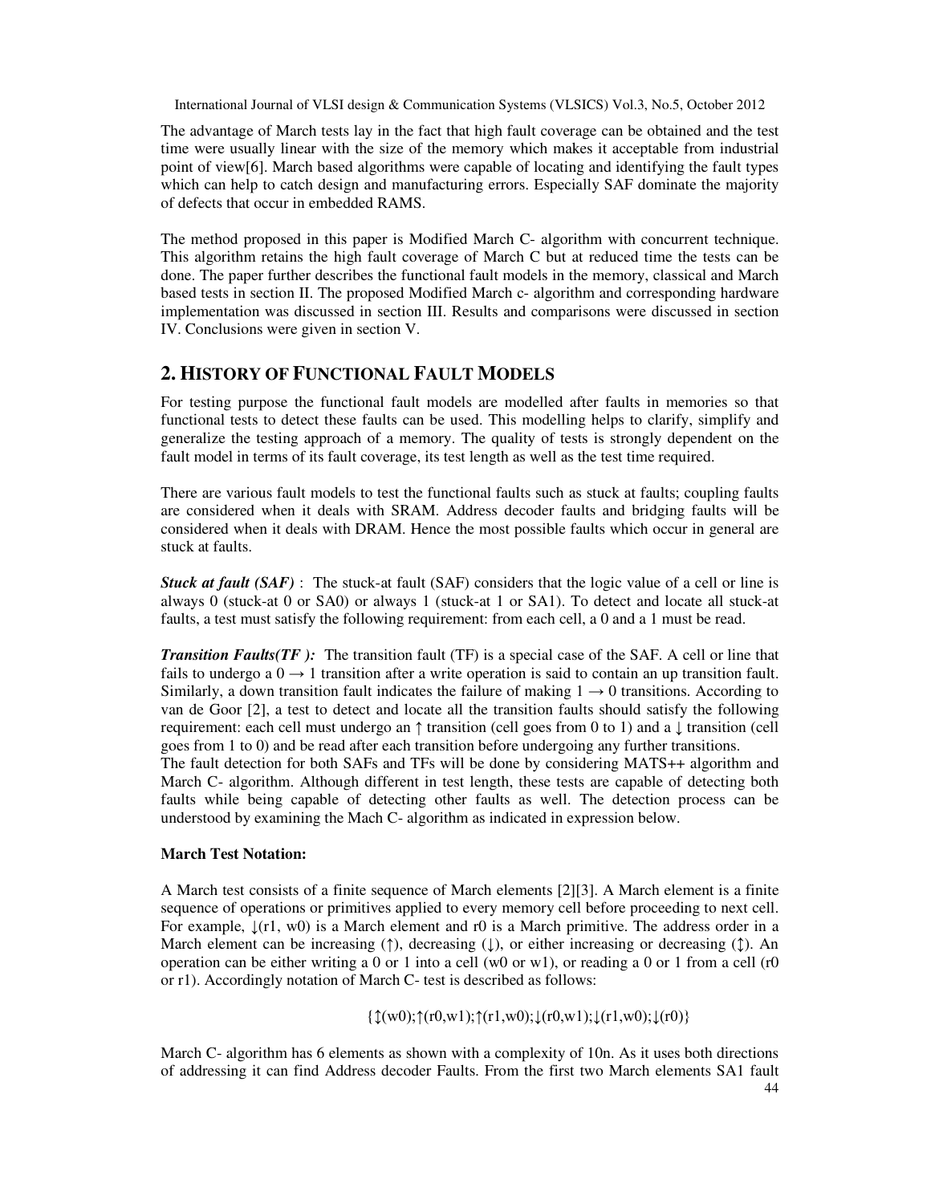The advantage of March tests lay in the fact that high fault coverage can be obtained and the test time were usually linear with the size of the memory which makes it acceptable from industrial point of view[6]. March based algorithms were capable of locating and identifying the fault types which can help to catch design and manufacturing errors. Especially SAF dominate the majority of defects that occur in embedded RAMS.

The method proposed in this paper is Modified March C- algorithm with concurrent technique. This algorithm retains the high fault coverage of March C but at reduced time the tests can be done. The paper further describes the functional fault models in the memory, classical and March based tests in section II. The proposed Modified March c- algorithm and corresponding hardware implementation was discussed in section III. Results and comparisons were discussed in section IV. Conclusions were given in section V.

## 2. HISTORY OF FUNCTIONAL FAULT MODELS

For testing purpose the functional fault models are modelled after faults in memories so that functional tests to detect these faults can be used. This modelling helps to clarify, simplify and generalize the testing approach of a memory. The quality of tests is strongly dependent on the fault model in terms of its fault coverage, its test length as well as the test time required.

There are various fault models to test the functional faults such as stuck at faults; coupling faults are considered when it deals with SRAM. Address decoder faults and bridging faults will be considered when it deals with DRAM. Hence the most possible faults which occur in general are stuck at faults.

***Stuck at fault (SAF)*** : The stuck-at fault (SAF) considers that the logic value of a cell or line is always 0 (stuck-at 0 or SA0) or always 1 (stuck-at 1 or SA1). To detect and locate all stuck-at faults, a test must satisfy the following requirement: from each cell, a 0 and a 1 must be read.

***Transition Faults(TF ):*** The transition fault (TF) is a special case of the SAF. A cell or line that fails to undergo a $0 \rightarrow 1$ transition after a write operation is said to contain an up transition fault. Similarly, a down transition fault indicates the failure of making $1 \rightarrow 0$ transitions. According to van de Goor [2], a test to detect and locate all the transition faults should satisfy the following requirement: each cell must undergo an ↑ transition (cell goes from 0 to 1) and a ↓ transition (cell goes from 1 to 0) and be read after each transition before undergoing any further transitions.
The fault detection for both SAFs and TFs will be done by considering MATS++ algorithm and March C- algorithm. Although different in test length, these tests are capable of detecting both faults while being capable of detecting other faults as well. The detection process can be understood by examining the Mach C- algorithm as indicated in expression below.

**March Test Notation:**

A March test consists of a finite sequence of March elements [2][3]. A March element is a finite sequence of operations or primitives applied to every memory cell before proceeding to next cell. For example, ↓(r1, w0) is a March element and r0 is a March primitive. The address order in a March element can be increasing (↑), decreasing (↓), or either increasing or decreasing (↕). An operation can be either writing a 0 or 1 into a cell (w0 or w1), or reading a 0 or 1 from a cell (r0 or r1). Accordingly notation of March C- test is described as follows:

$$\{\updownarrow(w0);\uparrow(r0,w1);\uparrow(r1,w0);\downarrow(r0,w1);\downarrow(r1,w0);\downarrow(r0)\}$$

March C- algorithm has 6 elements as shown with a complexity of 10n. As it uses both directions of addressing it can find Address decoder Faults. From the first two March elements SA1 fault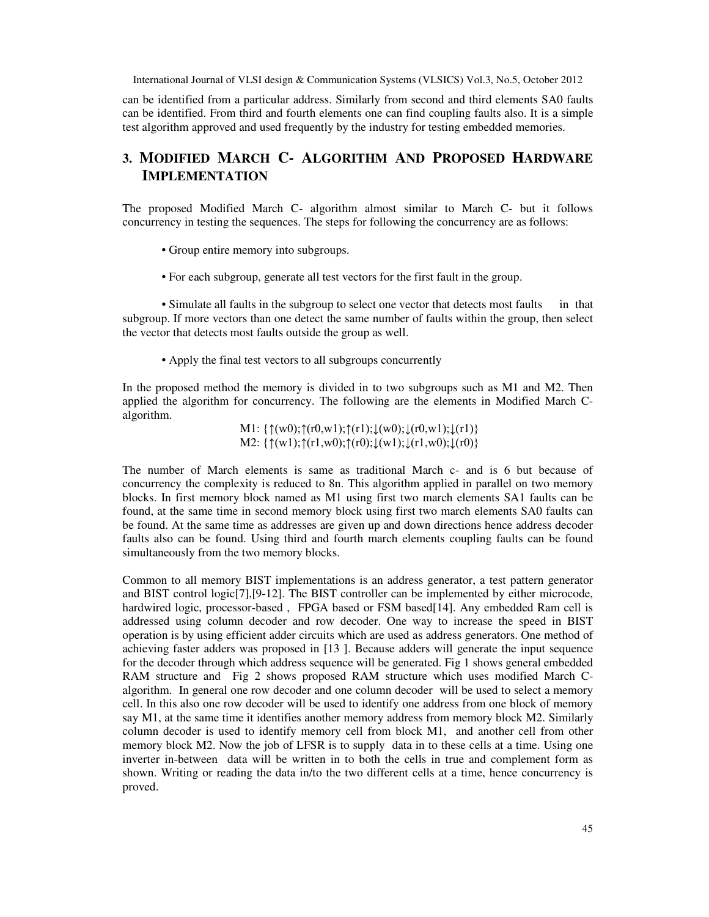can be identified from a particular address. Similarly from second and third elements SA0 faults can be identified. From third and fourth elements one can find coupling faults also. It is a simple test algorithm approved and used frequently by the industry for testing embedded memories.

## 3. MODIFIED MARCH C- ALGORITHM AND PROPOSED HARDWARE IMPLEMENTATION

The proposed Modified March C- algorithm almost similar to March C- but it follows concurrency in testing the sequences. The steps for following the concurrency are as follows:

- Group entire memory into subgroups.
- For each subgroup, generate all test vectors for the first fault in the group.
- Simulate all faults in the subgroup to select one vector that detects most faults in that subgroup. If more vectors than one detect the same number of faults within the group, then select the vector that detects most faults outside the group as well.
- Apply the final test vectors to all subgroups concurrently

In the proposed method the memory is divided in to two subgroups such as M1 and M2. Then applied the algorithm for concurrency. The following are the elements in Modified March C- algorithm.

M1: {↑(w0);↑(r0,w1);↑(r1);↓(w0);↓(r0,w1);↓(r1)}
M2: {↑(w1);↑(r1,w0);↑(r0);↓(w1);↓(r1,w0);↓(r0)}

The number of March elements is same as traditional March c- and is 6 but because of concurrency the complexity is reduced to 8n. This algorithm applied in parallel on two memory blocks. In first memory block named as M1 using first two march elements SA1 faults can be found, at the same time in second memory block using first two march elements SA0 faults can be found. At the same time as addresses are given up and down directions hence address decoder faults also can be found. Using third and fourth march elements coupling faults can be found simultaneously from the two memory blocks.

Common to all memory BIST implementations is an address generator, a test pattern generator and BIST control logic[7],[9-12]. The BIST controller can be implemented by either microcode, hardwired logic, processor-based , FPGA based or FSM based[14]. Any embedded Ram cell is addressed using column decoder and row decoder. One way to increase the speed in BIST operation is by using efficient adder circuits which are used as address generators. One method of achieving faster adders was proposed in [13 ]. Because adders will generate the input sequence for the decoder through which address sequence will be generated. Fig 1 shows general embedded RAM structure and Fig 2 shows proposed RAM structure which uses modified March C- algorithm. In general one row decoder and one column decoder will be used to select a memory cell. In this also one row decoder will be used to identify one address from one block of memory say M1, at the same time it identifies another memory address from memory block M2. Similarly column decoder is used to identify memory cell from block M1, and another cell from other memory block M2. Now the job of LFSR is to supply data in to these cells at a time. Using one inverter in-between data will be written in to both the cells in true and complement form as shown. Writing or reading the data in/to the two different cells at a time, hence concurrency is proved.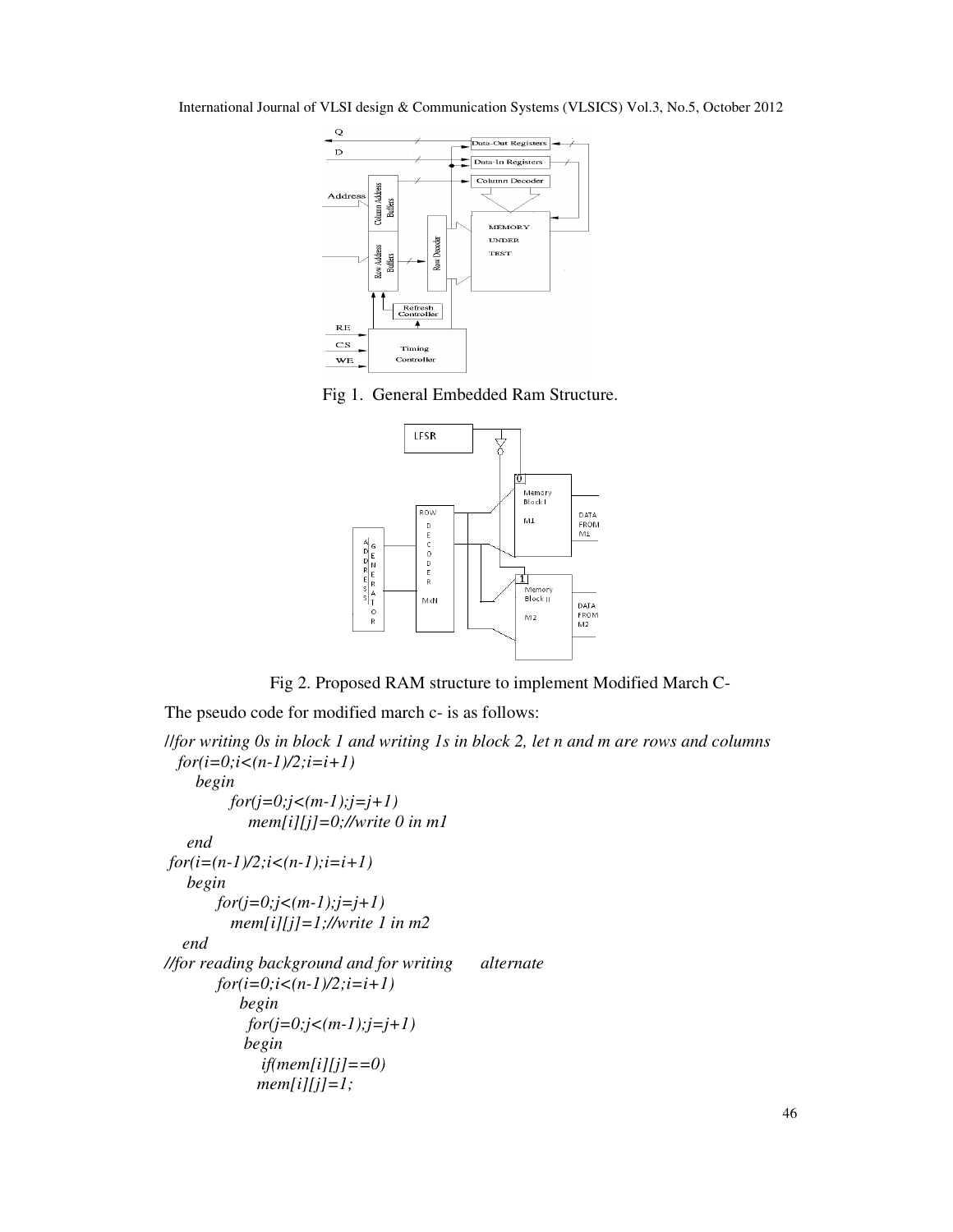Fig 1. General Embedded Ram Structure.

Fig 2. Proposed RAM structure to implement Modified March C-

The pseudo code for modified march c- is as follows:

```
//for writing 0s in block 1 and writing 1s in block 2, let n and m are rows and columns
  for(i=0;i<(n-1)/2;i=i+1)
     begin
          for(j=0;j<(m-1);j=j+1)
             mem[i][j]=0;//write 0 in m1
    end
 for(i=(n-1)/2;i<(n-1);i=i+1)
    begin
         for(j=0;j<(m-1);j=j+1)
           mem[i][j]=1;//write 1 in m2
   end
//for reading background and for writing      alternate
         for(i=0;i<(n-1)/2;i=i+1)
             begin
              for(j=0;j<(m-1);j=j+1)
             begin
                if(mem[i][j]==0)
               mem[i][j]=1;
```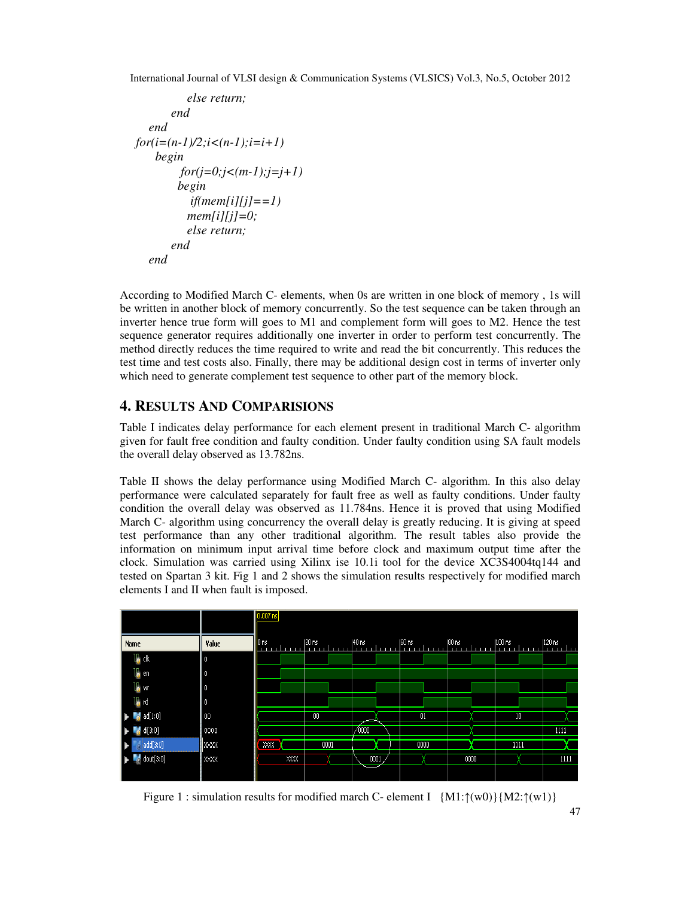```
            else return;
        end
    end
for(i=(n-1)/2;i<(n-1);i=i+1)
    begin
        for(j=0;j<(m-1);j=j+1)
        begin
            if(mem[i][j]==1)
            mem[i][j]=0;
            else return;
        end
    end
```

According to Modified March C- elements, when 0s are written in one block of memory , 1s will be written in another block of memory concurrently. So the test sequence can be taken through an inverter hence true form will goes to M1 and complement form will goes to M2. Hence the test sequence generator requires additionally one inverter in order to perform test concurrently. The method directly reduces the time required to write and read the bit concurrently. This reduces the test time and test costs also. Finally, there may be additional design cost in terms of inverter only which need to generate complement test sequence to other part of the memory block.

## 4. RESULTS AND COMPARISIONS

Table I indicates delay performance for each element present in traditional March C- algorithm given for fault free condition and faulty condition. Under faulty condition using SA fault models the overall delay observed as 13.782ns.

Table II shows the delay performance using Modified March C- algorithm. In this also delay performance were calculated separately for fault free as well as faulty conditions. Under faulty condition the overall delay was observed as 11.784ns. Hence it is proved that using Modified March C- algorithm using concurrency the overall delay is greatly reducing. It is giving at speed test performance than any other traditional algorithm. The result tables also provide the information on minimum input arrival time before clock and maximum output time after the clock. Simulation was carried using Xilinx ise 10.1i tool for the device XC3S4004tq144 and tested on Spartan 3 kit. Fig 1 and 2 shows the simulation results respectively for modified march elements I and II when fault is imposed.

Figure 1 : simulation results for modified march C- element I {M1:↑(w0)}{M2:↑(w1)}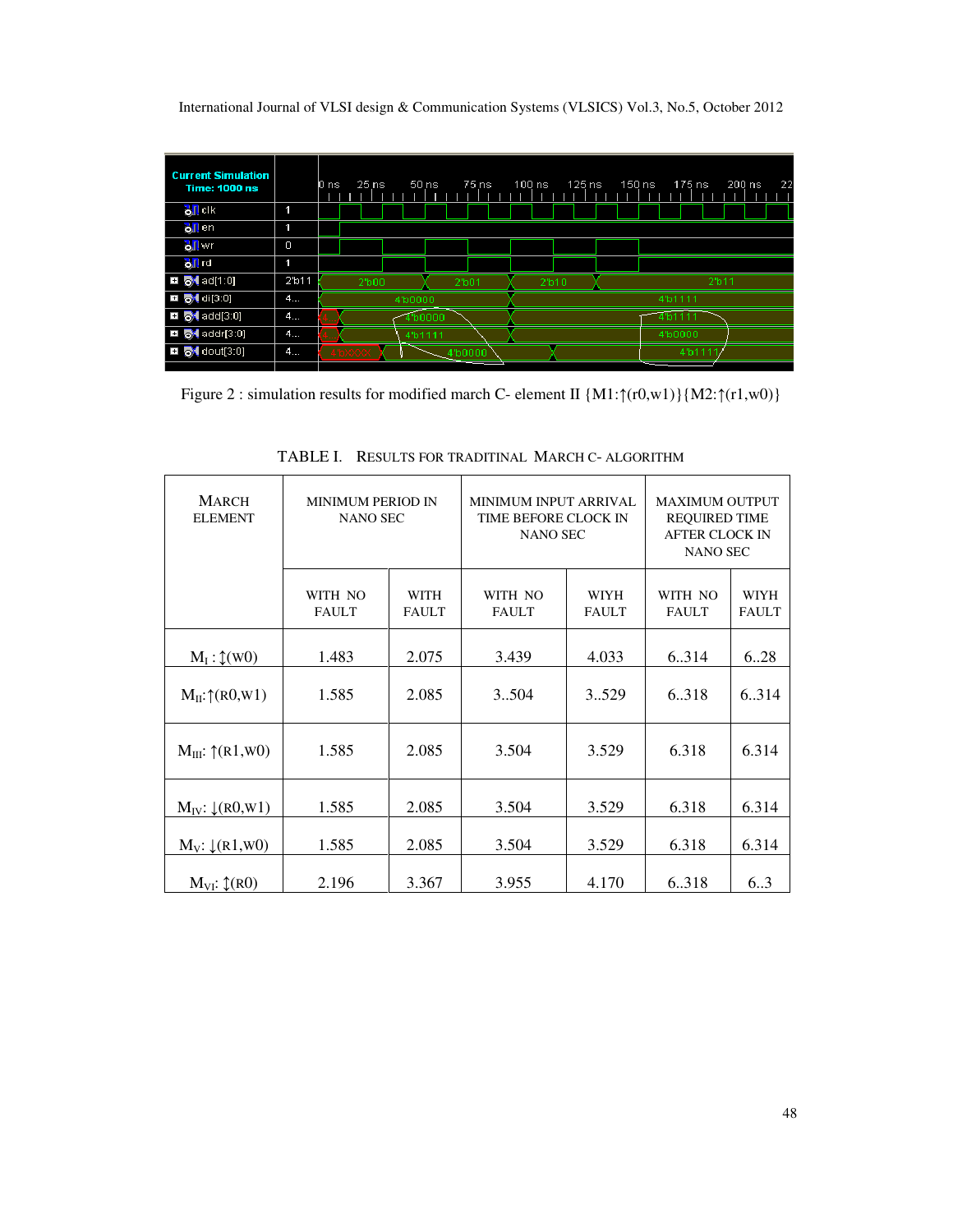Figure 2 : simulation results for modified march C- element II {M1:↑(r0,w1)}{M2:↑(r1,w0)}

TABLE I. RESULTS FOR TRADITINAL MARCH C- ALGORITHM

| MARCH ELEMENT | MINIMUM PERIOD IN NANO SEC | | MINIMUM INPUT ARRIVAL TIME BEFORE CLOCK IN NANO SEC | | MAXIMUM OUTPUT REQUIRED TIME AFTER CLOCK IN NANO SEC | |
|---|---|---|---|---|---|---|
| | WITH NO FAULT | WITH FAULT | WITH NO FAULT | WIYH FAULT | WITH NO FAULT | WIYH FAULT |
| $M_I$ : ↕(w0) | 1.483 | 2.075 | 3.439 | 4.033 | 6..314 | 6..28 |
| $M_{II}$:↑(R0,W1) | 1.585 | 2.085 | 3..504 | 3..529 | 6..318 | 6..314 |
| $M_{III}$: ↑(R1,W0) | 1.585 | 2.085 | 3.504 | 3.529 | 6.318 | 6.314 |
| $M_{IV}$: ↓(R0,W1) | 1.585 | 2.085 | 3.504 | 3.529 | 6.318 | 6.314 |
| $M_V$: ↓(R1,W0) | 1.585 | 2.085 | 3.504 | 3.529 | 6.318 | 6.314 |
| $M_{VI}$: ↕(R0) | 2.196 | 3.367 | 3.955 | 4.170 | 6..318 | 6..3 |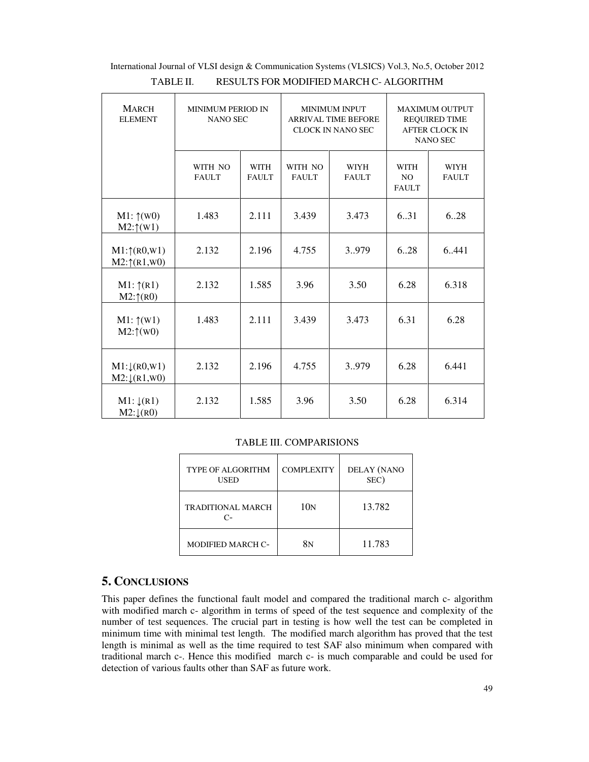TABLE II. RESULTS FOR MODIFIED MARCH C- ALGORITHM

| MARCH ELEMENT | MINIMUM PERIOD IN NANO SEC | | MINIMUM INPUT ARRIVAL TIME BEFORE CLOCK IN NANO SEC | | MAXIMUM OUTPUT REQUIRED TIME AFTER CLOCK IN NANO SEC | |
|---|---|---|---|---|---|---|
| | WITH NO FAULT | WITH FAULT | WITH NO FAULT | WIYH FAULT | WITH NO FAULT | WIYH FAULT |
| M1: ↑(W0) M2:↑(W1) | 1.483 | 2.111 | 3.439 | 3.473 | 6..31 | 6..28 |
| M1:↑(R0,W1) M2:↑(R1,W0) | 2.132 | 2.196 | 4.755 | 3..979 | 6..28 | 6..441 |
| M1: ↑(R1) M2:↑(R0) | 2.132 | 1.585 | 3.96 | 3.50 | 6.28 | 6.318 |
| M1: ↑(W1) M2:↑(W0) | 1.483 | 2.111 | 3.439 | 3.473 | 6.31 | 6.28 |
| M1:↓(R0,W1) M2:↓(R1,W0) | 2.132 | 2.196 | 4.755 | 3..979 | 6.28 | 6.441 |
| M1: ↓(R1) M2:↓(R0) | 2.132 | 1.585 | 3.96 | 3.50 | 6.28 | 6.314 |

TABLE III. COMPARISIONS

| TYPE OF ALGORITHM USED | COMPLEXITY | DELAY (NANO SEC) |
|---|---|---|
| TRADITIONAL MARCH C- | 10N | 13.782 |
| MODIFIED MARCH C- | 8N | 11.783 |

## 5. CONCLUSIONS

This paper defines the functional fault model and compared the traditional march c- algorithm with modified march c- algorithm in terms of speed of the test sequence and complexity of the number of test sequences. The crucial part in testing is how well the test can be completed in minimum time with minimal test length. The modified march algorithm has proved that the test length is minimal as well as the time required to test SAF also minimum when compared with traditional march c-. Hence this modified march c- is much comparable and could be used for detection of various faults other than SAF as future work.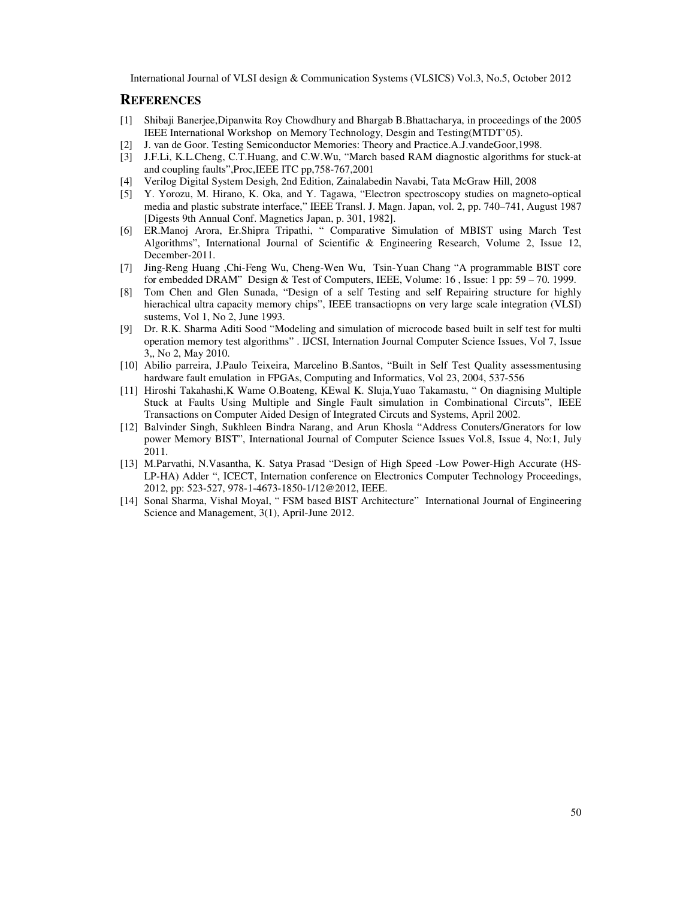## REFERENCES

[1] Shibaji Banerjee,Dipanwita Roy Chowdhury and Bhargab B.Bhattacharya, in proceedings of the 2005 IEEE International Workshop on Memory Technology, Desgin and Testing(MTDT'05).

[2] J. van de Goor. Testing Semiconductor Memories: Theory and Practice.A.J.vandeGoor,1998.

[3] J.F.Li, K.L.Cheng, C.T.Huang, and C.W.Wu, "March based RAM diagnostic algorithms for stuck-at and coupling faults",Proc,IEEE ITC pp,758-767,2001

[4] Verilog Digital System Desigh, 2nd Edition, Zainalabedin Navabi, Tata McGraw Hill, 2008

[5] Y. Yorozu, M. Hirano, K. Oka, and Y. Tagawa, "Electron spectroscopy studies on magneto-optical media and plastic substrate interface," IEEE Transl. J. Magn. Japan, vol. 2, pp. 740–741, August 1987 [Digests 9th Annual Conf. Magnetics Japan, p. 301, 1982].

[6] ER.Manoj Arora, Er.Shipra Tripathi, " Comparative Simulation of MBIST using March Test Algorithms", International Journal of Scientific & Engineering Research, Volume 2, Issue 12, December-2011.

[7] Jing-Reng Huang ,Chi-Feng Wu, Cheng-Wen Wu, Tsin-Yuan Chang "A programmable BIST core for embedded DRAM" Design & Test of Computers, IEEE, Volume: 16 , Issue: 1 pp: 59 – 70. 1999.

[8] Tom Chen and Glen Sunada, "Design of a self Testing and self Repairing structure for highly hierachical ultra capacity memory chips", IEEE transactiopns on very large scale integration (VLSI) sustems, Vol 1, No 2, June 1993.

[9] Dr. R.K. Sharma Aditi Sood "Modeling and simulation of microcode based built in self test for multi operation memory test algorithms" . IJCSI, Internation Journal Computer Science Issues, Vol 7, Issue 3,, No 2, May 2010.

[10] Abilio parreira, J.Paulo Teixeira, Marcelino B.Santos, "Built in Self Test Quality assessmentusing hardware fault emulation in FPGAs, Computing and Informatics, Vol 23, 2004, 537-556

[11] Hiroshi Takahashi,K Wame O.Boateng, KEwal K. Sluja,Yuao Takamastu, " On diagnising Multiple Stuck at Faults Using Multiple and Single Fault simulation in Combinational Circuts", IEEE Transactions on Computer Aided Design of Integrated Circuts and Systems, April 2002.

[12] Balvinder Singh, Sukhleen Bindra Narang, and Arun Khosla "Address Conuters/Gnerators for low power Memory BIST", International Journal of Computer Science Issues Vol.8, Issue 4, No:1, July 2011.

[13] M.Parvathi, N.Vasantha, K. Satya Prasad "Design of High Speed -Low Power-High Accurate (HS-LP-HA) Adder ", ICECT, Internation conference on Electronics Computer Technology Proceedings, 2012, pp: 523-527, 978-1-4673-1850-1/12@2012, IEEE.

[14] Sonal Sharma, Vishal Moyal, " FSM based BIST Architecture" International Journal of Engineering Science and Management, 3(1), April-June 2012.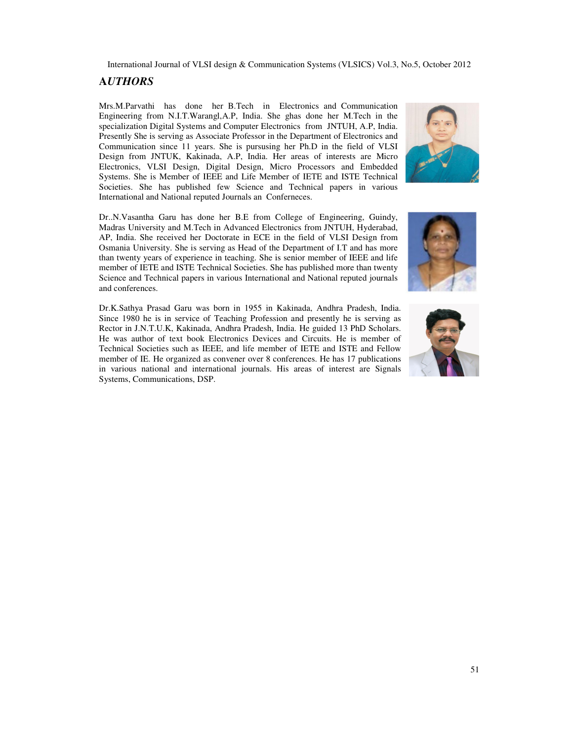## AUTHORS

Mrs.M.Parvathi has done her B.Tech in Electronics and Communication Engineering from N.I.T.Warangl,A.P, India. She ghas done her M.Tech in the specialization Digital Systems and Computer Electronics from JNTUH, A.P, India. Presently She is serving as Associate Professor in the Department of Electronics and Communication since 11 years. She is pursusing her Ph.D in the field of VLSI Design from JNTUK, Kakinada, A.P, India. Her areas of interests are Micro Electronics, VLSI Design, Digital Design, Micro Processors and Embedded Systems. She is Member of IEEE and Life Member of IETE and ISTE Technical Societies. She has published few Science and Technical papers in various International and National reputed Journals an Conferneces.

Dr..N.Vasantha Garu has done her B.E from College of Engineering, Guindy, Madras University and M.Tech in Advanced Electronics from JNTUH, Hyderabad, AP, India. She received her Doctorate in ECE in the field of VLSI Design from Osmania University. She is serving as Head of the Department of I.T and has more than twenty years of experience in teaching. She is senior member of IEEE and life member of IETE and ISTE Technical Societies. She has published more than twenty Science and Technical papers in various International and National reputed journals and conferences.

Dr.K.Sathya Prasad Garu was born in 1955 in Kakinada, Andhra Pradesh, India. Since 1980 he is in service of Teaching Profession and presently he is serving as Rector in J.N.T.U.K, Kakinada, Andhra Pradesh, India. He guided 13 PhD Scholars. He was author of text book Electronics Devices and Circuits. He is member of Technical Societies such as IEEE, and life member of IETE and ISTE and Fellow member of IE. He organized as convener over 8 conferences. He has 17 publications in various national and international journals. His areas of interest are Signals Systems, Communications, DSP.